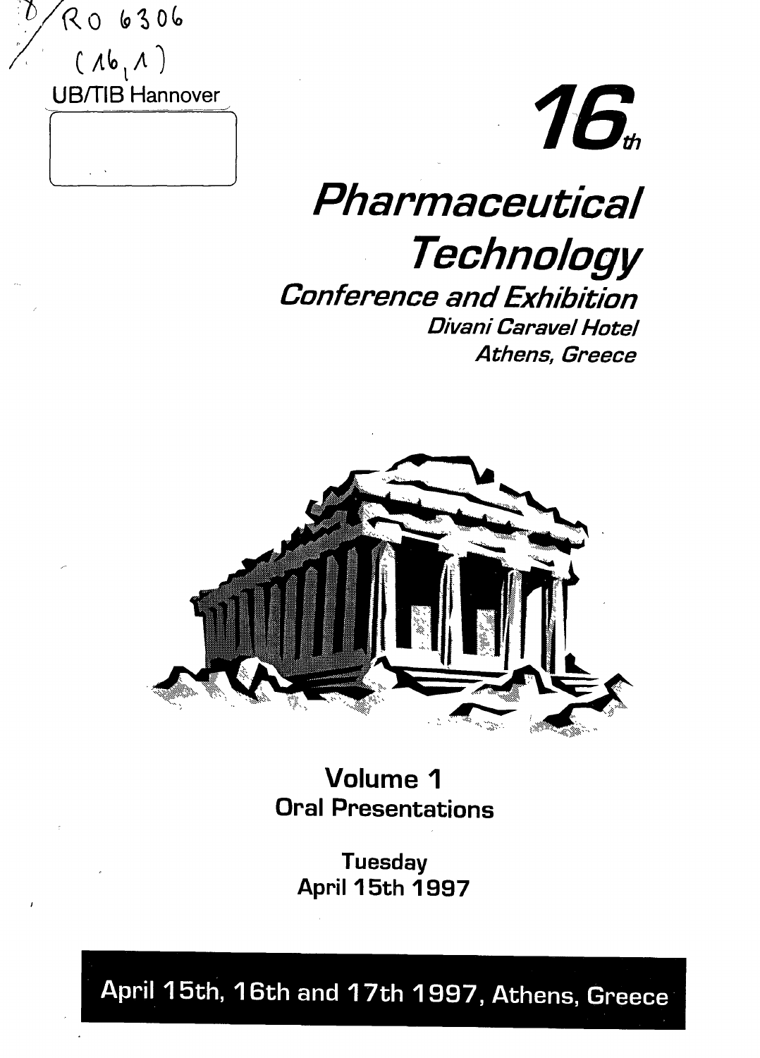RO 6306
(16,1)
UB/TIB Hannover

# 16th

# *Pharmaceutical Technology*

## *Conference and Exhibition*

*Divani Caravel Hotel*
*Athens, Greece*

**Volume 1**
**Oral Presentations**

**Tuesday**
**April 15th 1997**

April 15th, 16th and 17th 1997, Athens, Greece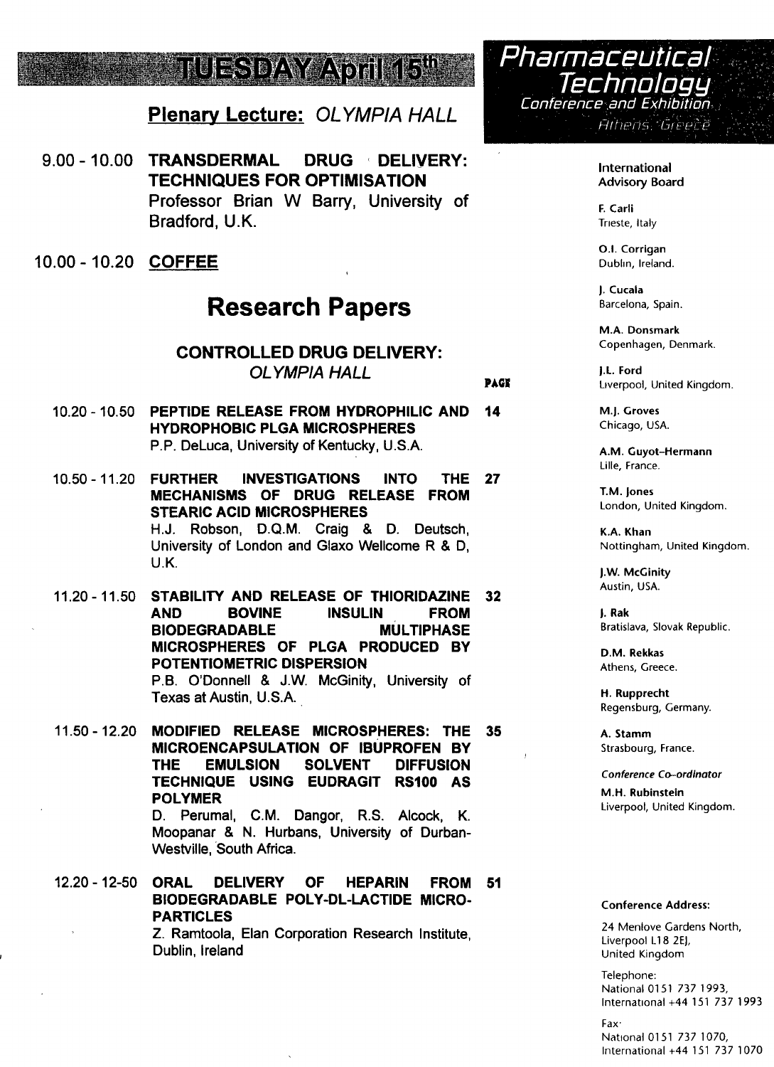# TUESDAY April 15[th]

**Pharmaceutical Technology**
Conference and Exhibition
Athens, Greece

## Plenary Lecture: *OLYMPIA HALL*

9.00 - 10.00 **TRANSDERMAL DRUG DELIVERY: TECHNIQUES FOR OPTIMISATION**
Professor Brian W Barry, University of Bradford, U.K.

10.00 - 10.20 **COFFEE**

## Research Papers

### CONTROLLED DRUG DELIVERY: *OLYMPIA HALL*

| Time | Paper | PAGE |
| --- | --- | --- |
| 10.20 - 10.50 | **PEPTIDE RELEASE FROM HYDROPHILIC AND HYDROPHOBIC PLGA MICROSPHERES**<br>P.P. DeLuca, University of Kentucky, U.S.A. | 14 |
| 10.50 - 11.20 | **FURTHER INVESTIGATIONS INTO THE MECHANISMS OF DRUG RELEASE FROM STEARIC ACID MICROSPHERES**<br>H.J. Robson, D.Q.M. Craig & D. Deutsch, University of London and Glaxo Wellcome R & D, U.K. | 27 |
| 11.20 - 11.50 | **STABILITY AND RELEASE OF THIORIDAZINE AND BOVINE INSULIN FROM BIODEGRADABLE MULTIPHASE MICROSPHERES OF PLGA PRODUCED BY POTENTIOMETRIC DISPERSION**<br>P.B. O'Donnell & J.W. McGinity, University of Texas at Austin, U.S.A. | 32 |
| 11.50 - 12.20 | **MODIFIED RELEASE MICROSPHERES: THE MICROENCAPSULATION OF IBUPROFEN BY THE EMULSION SOLVENT DIFFUSION TECHNIQUE USING EUDRAGIT RS100 AS POLYMER**<br>D. Perumal, C.M. Dangor, R.S. Alcock, K. Moopanar & N. Hurbans, University of Durban-Westville, South Africa. | 35 |
| 12.20 - 12-50 | **ORAL DELIVERY OF HEPARIN FROM BIODEGRADABLE POLY-DL-LACTIDE MICRO-PARTICLES**<br>Z. Ramtoola, Elan Corporation Research Institute, Dublin, Ireland | 51 |

**International Advisory Board**

**F. Carli**
Trieste, Italy

**O.I. Corrigan**
Dublin, Ireland.

**J. Cucala**
Barcelona, Spain.

**M.A. Donsmark**
Copenhagen, Denmark.

**J.L. Ford**
Liverpool, United Kingdom.

**M.J. Groves**
Chicago, USA.

**A.M. Guyot-Hermann**
Lille, France.

**T.M. Jones**
London, United Kingdom.

**K.A. Khan**
Nottingham, United Kingdom.

**J.W. McGinity**
Austin, USA.

**J. Rak**
Bratislava, Slovak Republic.

**D.M. Rekkas**
Athens, Greece.

**H. Rupprecht**
Regensburg, Germany.

**A. Stamm**
Strasbourg, France.

*Conference Co-ordinator*
**M.H. Rubinstein**
Liverpool, United Kingdom.

**Conference Address:**

24 Menlove Gardens North,
Liverpool L18 2EJ,
United Kingdom

Telephone:
National 0151 737 1993,
International +44 151 737 1993

Fax:
National 0151 737 1070,
International +44 151 737 1070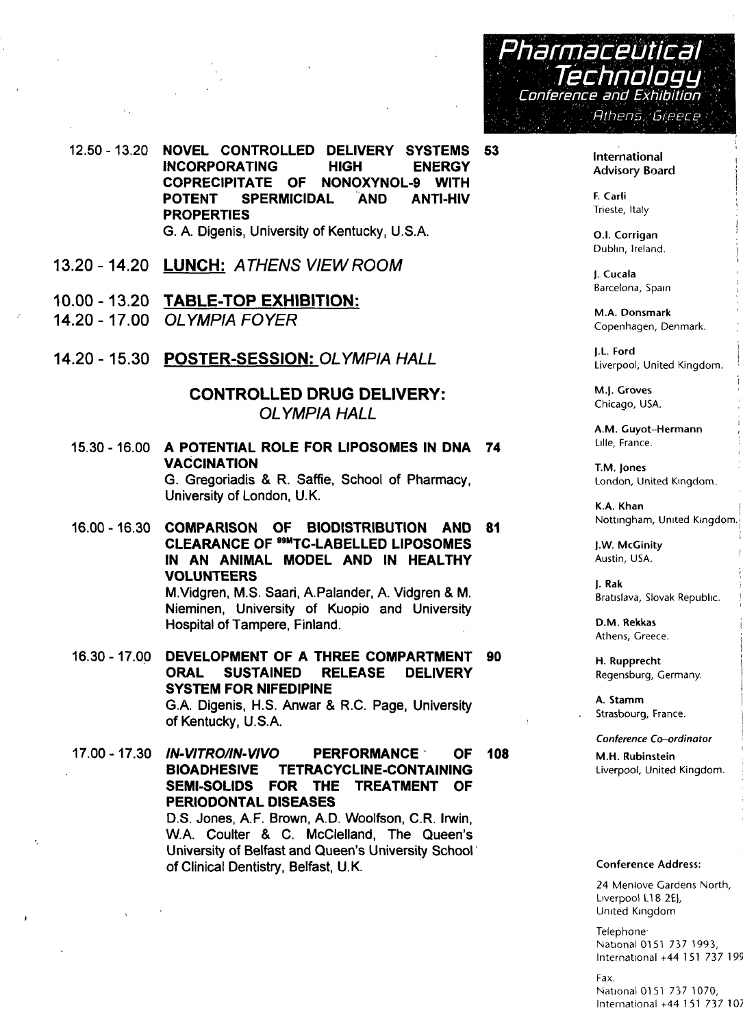**Pharmaceutical Technology**
*Conference and Exhibition*
*Athens, Greece*

12.50 - 13.20 **NOVEL CONTROLLED DELIVERY SYSTEMS INCORPORATING HIGH ENERGY COPRECIPITATE OF NONOXYNOL-9 WITH POTENT SPERMICIDAL AND ANTI-HIV PROPERTIES** **53**
G. A. Digenis, University of Kentucky, U.S.A.

## 13.20 - 14.20 LUNCH: *ATHENS VIEW ROOM*

## 10.00 - 13.20 TABLE-TOP EXHIBITION:
## 14.20 - 17.00 *OLYMPIA FOYER*

## 14.20 - 15.30 POSTER-SESSION: *OLYMPIA HALL*

## CONTROLLED DRUG DELIVERY: *OLYMPIA HALL*

15.30 - 16.00 **A POTENTIAL ROLE FOR LIPOSOMES IN DNA VACCINATION** **74**
G. Gregoriadis & R. Saffie, School of Pharmacy, University of London, U.K.

16.00 - 16.30 **COMPARISON OF BIODISTRIBUTION AND CLEARANCE OF $^{99M}$TC-LABELLED LIPOSOMES IN AN ANIMAL MODEL AND IN HEALTHY VOLUNTEERS** **81**
M.Vidgren, M.S. Saari, A.Palander, A. Vidgren & M. Nieminen, University of Kuopio and University Hospital of Tampere, Finland.

16.30 - 17.00 **DEVELOPMENT OF A THREE COMPARTMENT ORAL SUSTAINED RELEASE DELIVERY SYSTEM FOR NIFEDIPINE** **90**
G.A. Digenis, H.S. Anwar & R.C. Page, University of Kentucky, U.S.A.

17.00 - 17.30 ***IN-VITRO/IN-VIVO* PERFORMANCE OF BIOADHESIVE TETRACYCLINE-CONTAINING SEMI-SOLIDS FOR THE TREATMENT OF PERIODONTAL DISEASES** **108**
D.S. Jones, A.F. Brown, A.D. Woolfson, C.R. Irwin, W.A. Coulter & C. McClelland, The Queen's University of Belfast and Queen's University School of Clinical Dentistry, Belfast, U.K.

---

**International Advisory Board**

**F. Carli**
Trieste, Italy

**O.I. Corrigan**
Dublin, Ireland.

**J. Cucala**
Barcelona, Spain

**M.A. Donsmark**
Copenhagen, Denmark.

**J.L. Ford**
Liverpool, United Kingdom.

**M.J. Groves**
Chicago, USA.

**A.M. Guyot-Hermann**
Lille, France.

**T.M. Jones**
London, United Kingdom.

**K.A. Khan**
Nottingham, United Kingdom.

**J.W. McGinity**
Austin, USA.

**J. Rak**
Bratislava, Slovak Republic.

**D.M. Rekkas**
Athens, Greece.

**H. Rupprecht**
Regensburg, Germany.

**A. Stamm**
Strasbourg, France.

*Conference Co-ordinator*

**M.H. Rubinstein**
Liverpool, United Kingdom.

**Conference Address:**

24 Menlove Gardens North,
Liverpool L18 2EJ,
United Kingdom

Telephone
National 0151 737 1993,
International +44 151 737 199

Fax.
National 0151 737 1070,
International +44 151 737 107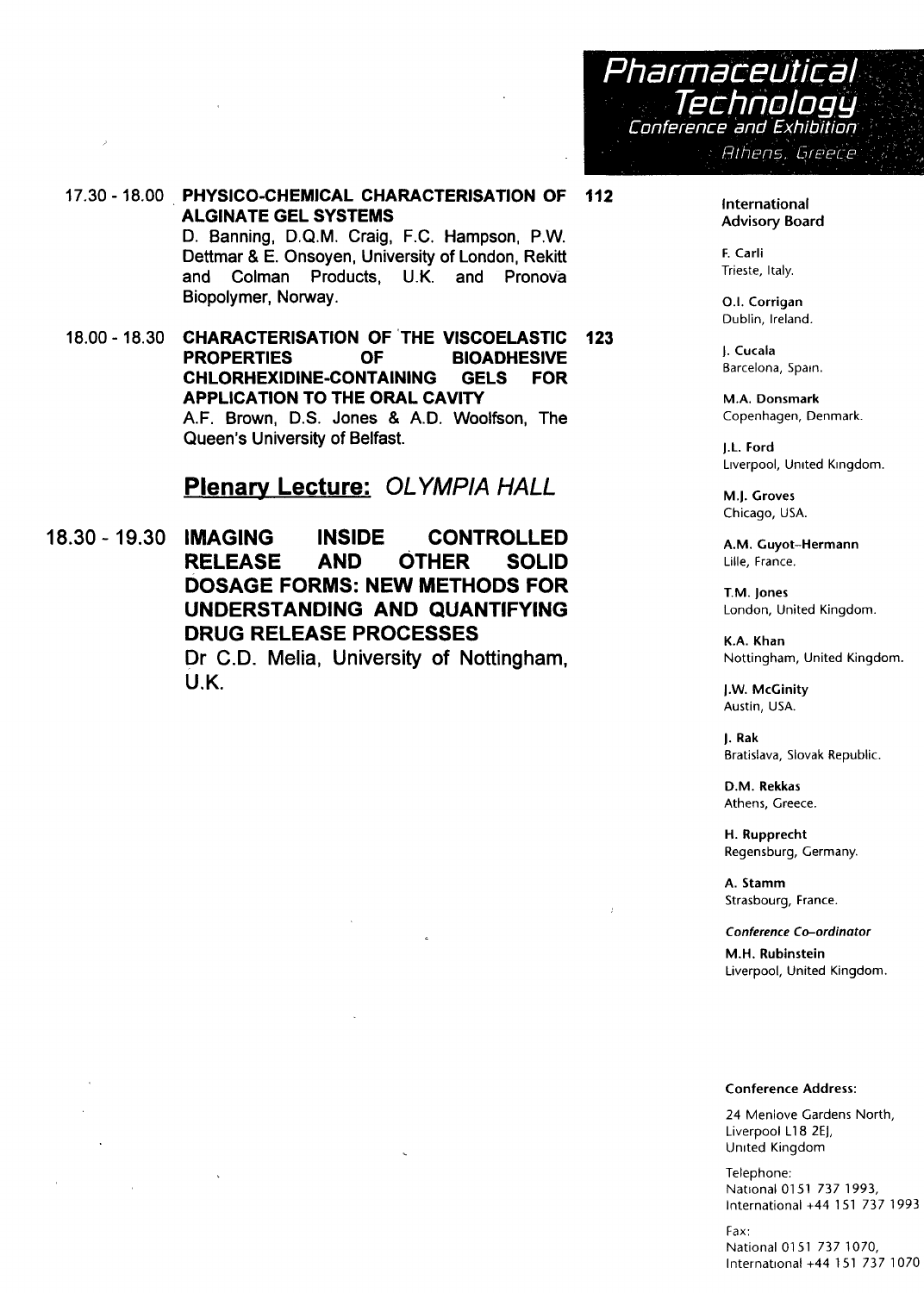17.30 - 18.00 **PHYSICO-CHEMICAL CHARACTERISATION OF ALGINATE GEL SYSTEMS** 112
D. Banning, D.Q.M. Craig, F.C. Hampson, P.W. Dettmar & E. Onsoyen, University of London, Rekitt and Colman Products, U.K. and Pronova Biopolymer, Norway.

18.00 - 18.30 **CHARACTERISATION OF THE VISCOELASTIC PROPERTIES OF BIOADHESIVE CHLORHEXIDINE-CONTAINING GELS FOR APPLICATION TO THE ORAL CAVITY** 123
A.F. Brown, D.S. Jones & A.D. Woolfson, The Queen's University of Belfast.

## **Plenary Lecture:** *OLYMPIA HALL*

18.30 - 19.30 **IMAGING INSIDE CONTROLLED RELEASE AND OTHER SOLID DOSAGE FORMS: NEW METHODS FOR UNDERSTANDING AND QUANTIFYING DRUG RELEASE PROCESSES**
Dr C.D. Melia, University of Nottingham, U.K.

**International Advisory Board**

**F. Carli**
Trieste, Italy.

**O.I. Corrigan**
Dublin, Ireland.

**J. Cucala**
Barcelona, Spain.

**M.A. Donsmark**
Copenhagen, Denmark.

**J.L. Ford**
Liverpool, United Kingdom.

**M.J. Groves**
Chicago, USA.

**A.M. Guyot-Hermann**
Lille, France.

**T.M. Jones**
London, United Kingdom.

**K.A. Khan**
Nottingham, United Kingdom.

**J.W. McGinity**
Austin, USA.

**J. Rak**
Bratislava, Slovak Republic.

**D.M. Rekkas**
Athens, Greece.

**H. Rupprecht**
Regensburg, Germany.

**A. Stamm**
Strasbourg, France.

*Conference Co-ordinator*

**M.H. Rubinstein**
Liverpool, United Kingdom.

**Conference Address:**

24 Menlove Gardens North,
Liverpool L18 2EJ,
United Kingdom

Telephone:
National 0151 737 1993,
International +44 151 737 1993

Fax:
National 0151 737 1070,
International +44 151 737 1070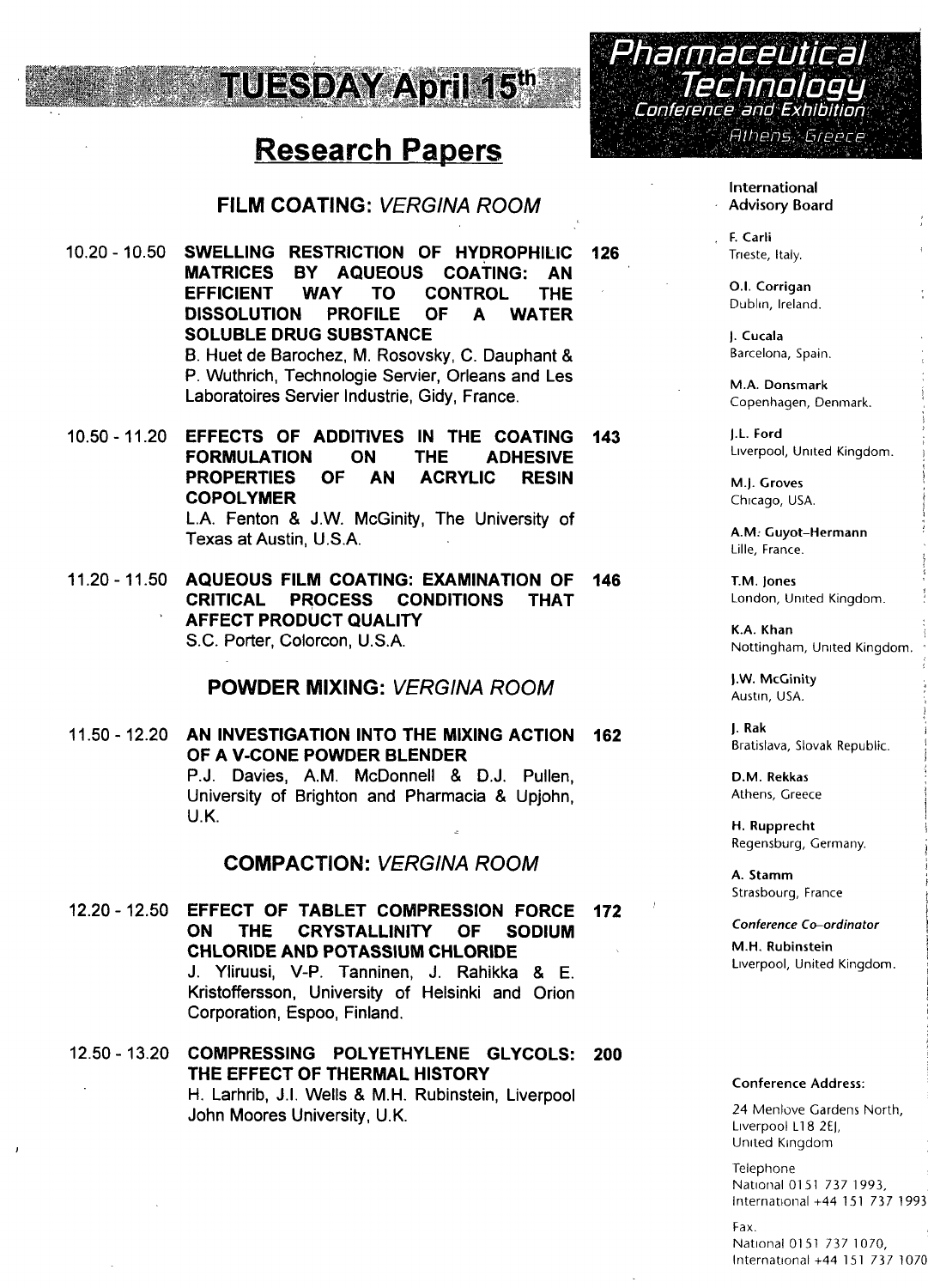# TUESDAY April 15th

## Research Papers

### FILM COATING: *VERGINA ROOM*

10.20 - 10.50 **SWELLING RESTRICTION OF HYDROPHILIC MATRICES BY AQUEOUS COATING: AN EFFICIENT WAY TO CONTROL THE DISSOLUTION PROFILE OF A WATER SOLUBLE DRUG SUBSTANCE** **126**
B. Huet de Barochez, M. Rosovsky, C. Dauphant & P. Wuthrich, Technologie Servier, Orleans and Les Laboratoires Servier Industrie, Gidy, France.

10.50 - 11.20 **EFFECTS OF ADDITIVES IN THE COATING FORMULATION ON THE ADHESIVE PROPERTIES OF AN ACRYLIC RESIN COPOLYMER** **143**
L.A. Fenton & J.W. McGinity, The University of Texas at Austin, U.S.A.

11.20 - 11.50 **AQUEOUS FILM COATING: EXAMINATION OF CRITICAL PROCESS CONDITIONS THAT AFFECT PRODUCT QUALITY** **146**
S.C. Porter, Colorcon, U.S.A.

### POWDER MIXING: *VERGINA ROOM*

11.50 - 12.20 **AN INVESTIGATION INTO THE MIXING ACTION OF A V-CONE POWDER BLENDER** **162**
P.J. Davies, A.M. McDonnell & D.J. Pullen, University of Brighton and Pharmacia & Upjohn, U.K.

### COMPACTION: *VERGINA ROOM*

12.20 - 12.50 **EFFECT OF TABLET COMPRESSION FORCE ON THE CRYSTALLINITY OF SODIUM CHLORIDE AND POTASSIUM CHLORIDE** **172**
J. Yliruusi, V-P. Tanninen, J. Rahikka & E. Kristoffersson, University of Helsinki and Orion Corporation, Espoo, Finland.

12.50 - 13.20 **COMPRESSING POLYETHYLENE GLYCOLS: THE EFFECT OF THERMAL HISTORY** **200**
H. Larhrib, J.I. Wells & M.H. Rubinstein, Liverpool John Moores University, U.K.

---

**Pharmaceutical Technology**
*Conference and Exhibition*
*Athens, Greece*

**International Advisory Board**

**F. Carli**
Trieste, Italy.

**O.I. Corrigan**
Dublin, Ireland.

**J. Cucala**
Barcelona, Spain.

**M.A. Donsmark**
Copenhagen, Denmark.

**J.L. Ford**
Liverpool, United Kingdom.

**M.J. Groves**
Chicago, USA.

**A.M. Guyot-Hermann**
Lille, France.

**T.M. Jones**
London, United Kingdom.

**K.A. Khan**
Nottingham, United Kingdom.

**J.W. McGinity**
Austin, USA.

**J. Rak**
Bratislava, Slovak Republic.

**D.M. Rekkas**
Athens, Greece

**H. Rupprecht**
Regensburg, Germany.

**A. Stamm**
Strasbourg, France

*Conference Co-ordinator*
**M.H. Rubinstein**
Liverpool, United Kingdom.

**Conference Address:**

24 Menlove Gardens North,
Liverpool L18 2EJ,
United Kingdom

Telephone
National 0151 737 1993,
International +44 151 737 1993

Fax.
National 0151 737 1070,
International +44 151 737 1070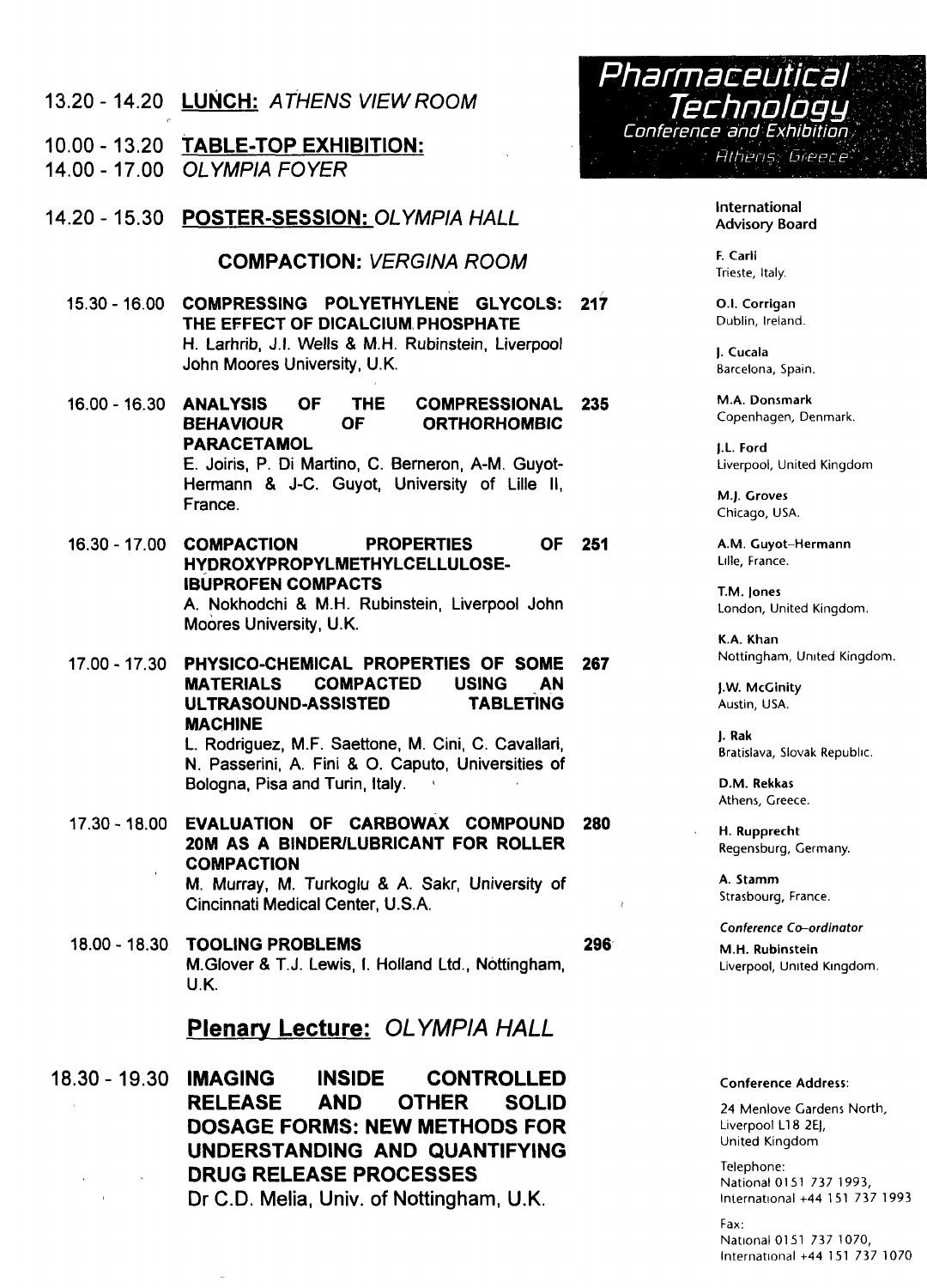13.20 - 14.20 **LUNCH:** *ATHENS VIEW ROOM*

10.00 - 13.20 **TABLE-TOP EXHIBITION:**
14.00 - 17.00 *OLYMPIA FOYER*

14.20 - 15.30 **POSTER-SESSION:** *OLYMPIA HALL*

**COMPACTION:** *VERGINA ROOM*

15.30 - 16.00 **COMPRESSING POLYETHYLENE GLYCOLS: THE EFFECT OF DICALCIUM PHOSPHATE** 217
H. Larhrib, J.I. Wells & M.H. Rubinstein, Liverpool John Moores University, U.K.

16.00 - 16.30 **ANALYSIS OF THE COMPRESSIONAL BEHAVIOUR OF ORTHORHOMBIC PARACETAMOL** 235
E. Joiris, P. Di Martino, C. Berneron, A-M. Guyot-Hermann & J-C. Guyot, University of Lille II, France.

16.30 - 17.00 **COMPACTION PROPERTIES OF HYDROXYPROPYLMETHYLCELLULOSE-IBUPROFEN COMPACTS** 251
A. Nokhodchi & M.H. Rubinstein, Liverpool John Moores University, U.K.

17.00 - 17.30 **PHYSICO-CHEMICAL PROPERTIES OF SOME MATERIALS COMPACTED USING AN ULTRASOUND-ASSISTED TABLETING MACHINE** 267
L. Rodriguez, M.F. Saettone, M. Cini, C. Cavallari, N. Passerini, A. Fini & O. Caputo, Universities of Bologna, Pisa and Turin, Italy.

17.30 - 18.00 **EVALUATION OF CARBOWAX COMPOUND 20M AS A BINDER/LUBRICANT FOR ROLLER COMPACTION** 280
M. Murray, M. Turkoglu & A. Sakr, University of Cincinnati Medical Center, U.S.A.

18.00 - 18.30 **TOOLING PROBLEMS** 296
M.Glover & T.J. Lewis, I. Holland Ltd., Nottingham, U.K.

## Plenary Lecture: *OLYMPIA HALL*

18.30 - 19.30 **IMAGING INSIDE CONTROLLED RELEASE AND OTHER SOLID DOSAGE FORMS: NEW METHODS FOR UNDERSTANDING AND QUANTIFYING DRUG RELEASE PROCESSES**
Dr C.D. Melia, Univ. of Nottingham, U.K.

---

**Pharmaceutical Technology**
*Conference and Exhibition*
*Athens, Greece*

**International Advisory Board**

**F. Carli**
Trieste, Italy.

**O.I. Corrigan**
Dublin, Ireland.

**J. Cucala**
Barcelona, Spain.

**M.A. Donsmark**
Copenhagen, Denmark.

**J.L. Ford**
Liverpool, United Kingdom

**M.J. Groves**
Chicago, USA.

**A.M. Guyot-Hermann**
Lille, France.

**T.M. Jones**
London, United Kingdom.

**K.A. Khan**
Nottingham, United Kingdom.

**J.W. McGinity**
Austin, USA.

**J. Rak**
Bratislava, Slovak Republic.

**D.M. Rekkas**
Athens, Greece.

**H. Rupprecht**
Regensburg, Germany.

**A. Stamm**
Strasbourg, France.

*Conference Co-ordinator*

**M.H. Rubinstein**
Liverpool, United Kingdom.

**Conference Address:**

24 Menlove Gardens North,
Liverpool L18 2EJ,
United Kingdom

Telephone:
National 0151 737 1993,
International +44 151 737 1993

Fax:
National 0151 737 1070,
International +44 151 737 1070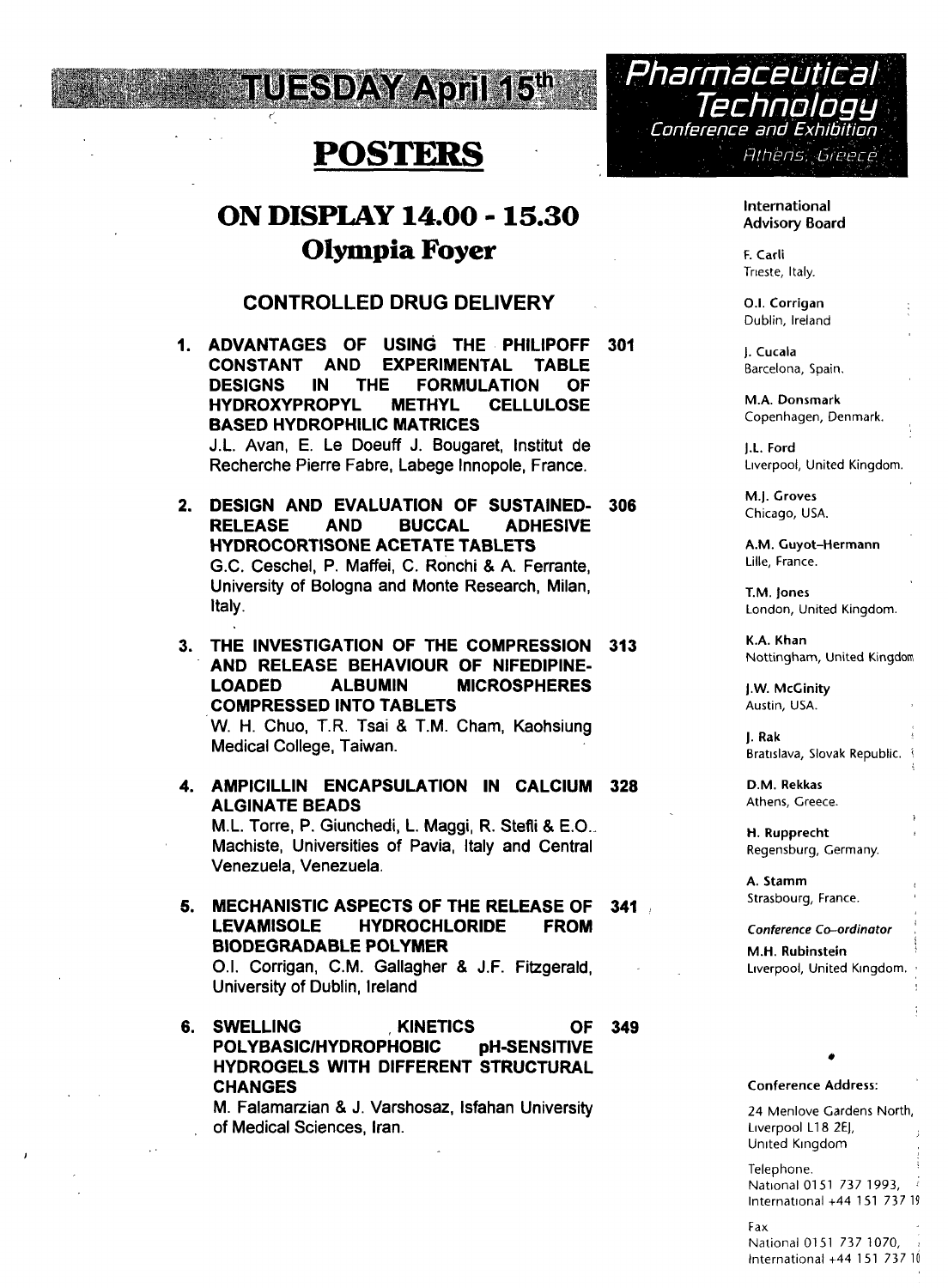# TUESDAY April 15th

## POSTERS

### ON DISPLAY 14.00 - 15.30
### Olympia Foyer

#### CONTROLLED DRUG DELIVERY

1. **ADVANTAGES OF USING THE PHILIPOFF CONSTANT AND EXPERIMENTAL TABLE DESIGNS IN THE FORMULATION OF HYDROXYPROPYL METHYL CELLULOSE BASED HYDROPHILIC MATRICES** — 301
   J.L. Avan, E. Le Doeuff J. Bougaret, Institut de Recherche Pierre Fabre, Labege Innopole, France.

2. **DESIGN AND EVALUATION OF SUSTAINED-RELEASE AND BUCCAL ADHESIVE HYDROCORTISONE ACETATE TABLETS** — 306
   G.C. Ceschel, P. Maffei, C. Ronchi & A. Ferrante, University of Bologna and Monte Research, Milan, Italy.

3. **THE INVESTIGATION OF THE COMPRESSION AND RELEASE BEHAVIOUR OF NIFEDIPINE-LOADED ALBUMIN MICROSPHERES COMPRESSED INTO TABLETS** — 313
   W. H. Chuo, T.R. Tsai & T.M. Cham, Kaohsiung Medical College, Taiwan.

4. **AMPICILLIN ENCAPSULATION IN CALCIUM ALGINATE BEADS** — 328
   M.L. Torre, P. Giunchedi, L. Maggi, R. Stefli & E.O. Machiste, Universities of Pavia, Italy and Central Venezuela, Venezuela.

5. **MECHANISTIC ASPECTS OF THE RELEASE OF LEVAMISOLE HYDROCHLORIDE FROM BIODEGRADABLE POLYMER** — 341
   O.I. Corrigan, C.M. Gallagher & J.F. Fitzgerald, University of Dublin, Ireland

6. **SWELLING KINETICS OF POLYBASIC/HYDROPHOBIC pH-SENSITIVE HYDROGELS WITH DIFFERENT STRUCTURAL CHANGES** — 349
   M. Falamarzian & J. Varshosaz, Isfahan University of Medical Sciences, Iran.

---

**Pharmaceutical Technology**
Conference and Exhibition
Athens, Greece

**International Advisory Board**

F. Carli
Trieste, Italy.

O.I. Corrigan
Dublin, Ireland

J. Cucala
Barcelona, Spain.

M.A. Donsmark
Copenhagen, Denmark.

J.L. Ford
Liverpool, United Kingdom.

M.J. Groves
Chicago, USA.

A.M. Guyot-Hermann
Lille, France.

T.M. Jones
London, United Kingdom.

K.A. Khan
Nottingham, United Kingdom

J.W. McGinity
Austin, USA.

J. Rak
Bratislava, Slovak Republic.

D.M. Rekkas
Athens, Greece.

H. Rupprecht
Regensburg, Germany.

A. Stamm
Strasbourg, France.

*Conference Co-ordinator*
M.H. Rubinstein
Liverpool, United Kingdom.

Conference Address:

24 Menlove Gardens North,
Liverpool L18 2EJ,
United Kingdom

Telephone.
National 0151 737 1993,
International +44 151 737 19

Fax
National 0151 737 1070,
International +44 151 737 10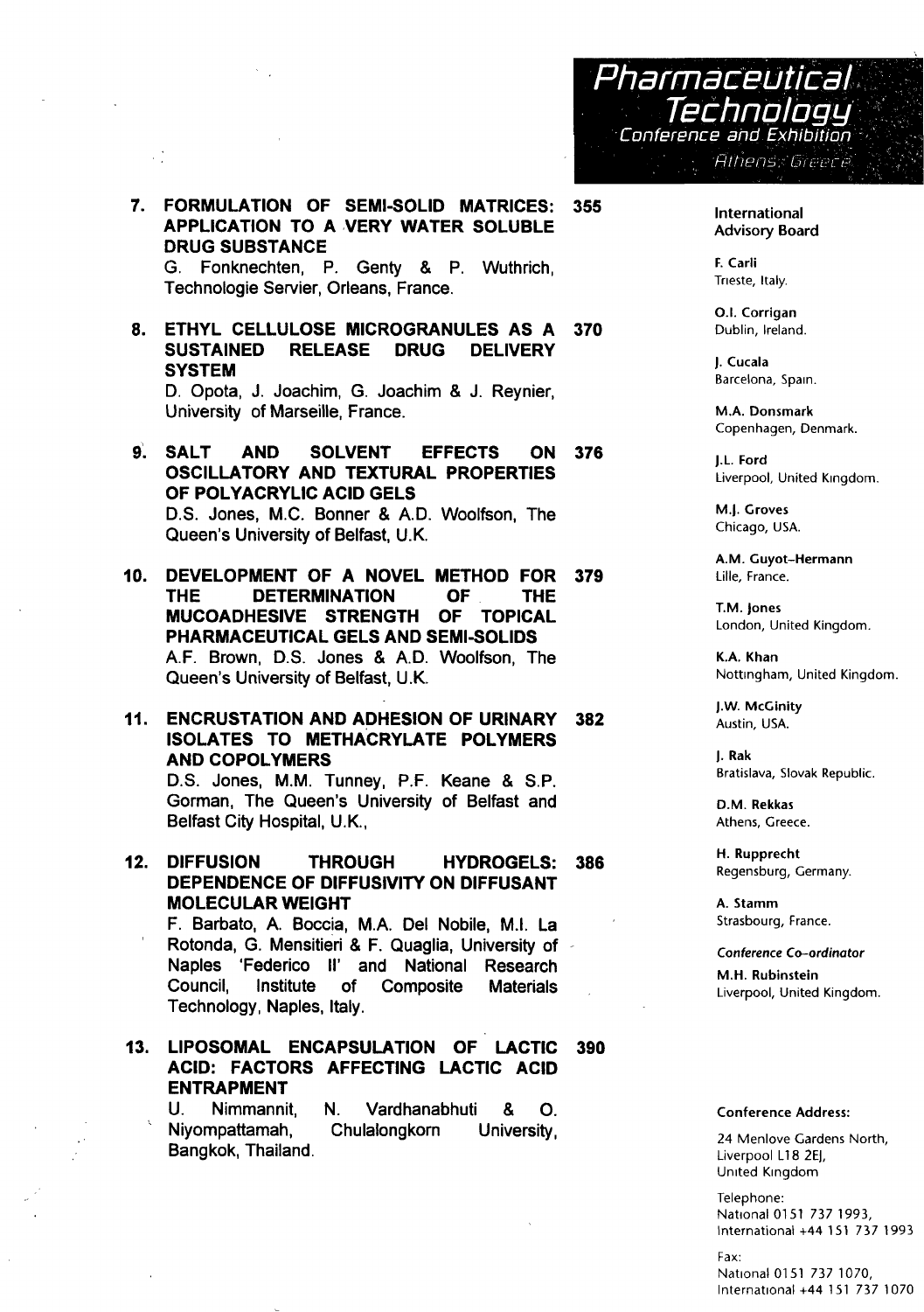7. **FORMULATION OF SEMI-SOLID MATRICES: APPLICATION TO A VERY WATER SOLUBLE DRUG SUBSTANCE** — 355
   G. Fonknechten, P. Genty & P. Wuthrich, Technologie Servier, Orleans, France.

8. **ETHYL CELLULOSE MICROGRANULES AS A SUSTAINED RELEASE DRUG DELIVERY SYSTEM** — 370
   D. Opota, J. Joachim, G. Joachim & J. Reynier, University of Marseille, France.

9. **SALT AND SOLVENT EFFECTS ON OSCILLATORY AND TEXTURAL PROPERTIES OF POLYACRYLIC ACID GELS** — 376
   D.S. Jones, M.C. Bonner & A.D. Woolfson, The Queen's University of Belfast, U.K.

10. **DEVELOPMENT OF A NOVEL METHOD FOR THE DETERMINATION OF THE MUCOADHESIVE STRENGTH OF TOPICAL PHARMACEUTICAL GELS AND SEMI-SOLIDS** — 379
    A.F. Brown, D.S. Jones & A.D. Woolfson, The Queen's University of Belfast, U.K.

11. **ENCRUSTATION AND ADHESION OF URINARY ISOLATES TO METHACRYLATE POLYMERS AND COPOLYMERS** — 382
    D.S. Jones, M.M. Tunney, P.F. Keane & S.P. Gorman, The Queen's University of Belfast and Belfast City Hospital, U.K.,

12. **DIFFUSION THROUGH HYDROGELS: DEPENDENCE OF DIFFUSIVITY ON DIFFUSANT MOLECULAR WEIGHT** — 386
    F. Barbato, A. Boccia, M.A. Del Nobile, M.I. La Rotonda, G. Mensitieri & F. Quaglia, University of Naples 'Federico II' and National Research Council, Institute of Composite Materials Technology, Naples, Italy.

13. **LIPOSOMAL ENCAPSULATION OF LACTIC ACID: FACTORS AFFECTING LACTIC ACID ENTRAPMENT** — 390
    U. Nimmannit, N. Vardhanabhuti & O. Niyompattamah, Chulalongkorn University, Bangkok, Thailand.

**Pharmaceutical Technology Conference and Exhibition**
Athens, Greece

**International Advisory Board**

**F. Carli**
Trieste, Italy.

**O.I. Corrigan**
Dublin, Ireland.

**J. Cucala**
Barcelona, Spain.

**M.A. Donsmark**
Copenhagen, Denmark.

**J.L. Ford**
Liverpool, United Kingdom.

**M.J. Groves**
Chicago, USA.

**A.M. Guyot-Hermann**
Lille, France.

**T.M. Jones**
London, United Kingdom.

**K.A. Khan**
Nottingham, United Kingdom.

**J.W. McGinity**
Austin, USA.

**J. Rak**
Bratislava, Slovak Republic.

**D.M. Rekkas**
Athens, Greece.

**H. Rupprecht**
Regensburg, Germany.

**A. Stamm**
Strasbourg, France.

*Conference Co-ordinator*
**M.H. Rubinstein**
Liverpool, United Kingdom.

**Conference Address:**

24 Menlove Gardens North,
Liverpool L18 2EJ,
United Kingdom

Telephone:
National 0151 737 1993,
International +44 151 737 1993

Fax:
National 0151 737 1070,
International +44 151 737 1070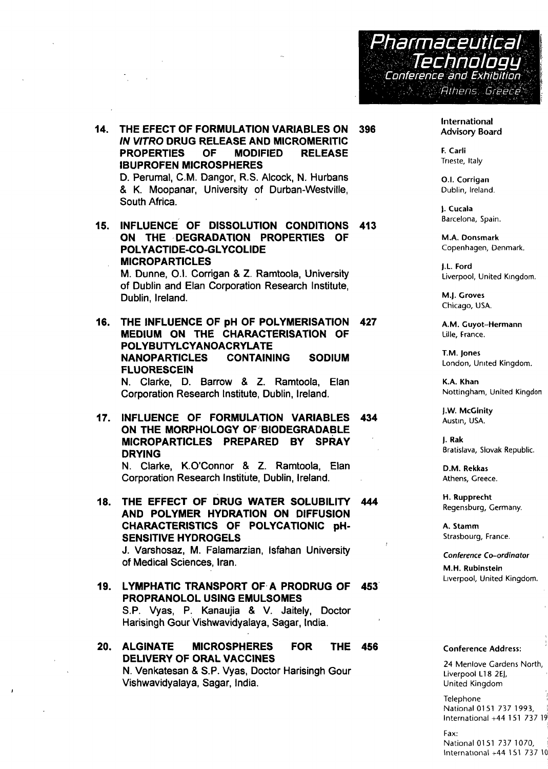**Pharmaceutical Technology**
*Conference and Exhibition*
*Athens, Greece*

14. **THE EFECT OF FORMULATION VARIABLES ON *IN VITRO* DRUG RELEASE AND MICROMERITIC PROPERTIES OF MODIFIED RELEASE IBUPROFEN MICROSPHERES** — 396
D. Perumal, C.M. Dangor, R.S. Alcock, N. Hurbans & K. Moopanar, University of Durban-Westville, South Africa.

15. **INFLUENCE OF DISSOLUTION CONDITIONS ON THE DEGRADATION PROPERTIES OF POLYACTIDE-CO-GLYCOLIDE MICROPARTICLES** — 413
M. Dunne, O.I. Corrigan & Z. Ramtoola, University of Dublin and Elan Corporation Research Institute, Dublin, Ireland.

16. **THE INFLUENCE OF pH OF POLYMERISATION MEDIUM ON THE CHARACTERISATION OF POLYBUTYLCYANOACRYLATE NANOPARTICLES CONTAINING SODIUM FLUORESCEIN** — 427
N. Clarke, D. Barrow & Z. Ramtoola, Elan Corporation Research Institute, Dublin, Ireland.

17. **INFLUENCE OF FORMULATION VARIABLES ON THE MORPHOLOGY OF BIODEGRADABLE MICROPARTICLES PREPARED BY SPRAY DRYING** — 434
N. Clarke, K.O'Connor & Z. Ramtoola, Elan Corporation Research Institute, Dublin, Ireland.

18. **THE EFFECT OF DRUG WATER SOLUBILITY AND POLYMER HYDRATION ON DIFFUSION CHARACTERISTICS OF POLYCATIONIC pH-SENSITIVE HYDROGELS** — 444
J. Varshosaz, M. Falamarzian, Isfahan University of Medical Sciences, Iran.

19. **LYMPHATIC TRANSPORT OF A PRODRUG OF PROPRANOLOL USING EMULSOMES** — 453
S.P. Vyas, P. Kanaujia & V. Jaitely, Doctor Harisingh Gour Vishwavidyalaya, Sagar, India.

20. **ALGINATE MICROSPHERES FOR THE DELIVERY OF ORAL VACCINES** — 456
N. Venkatesan & S.P. Vyas, Doctor Harisingh Gour Vishwavidyalaya, Sagar, India.

**International Advisory Board**

**F. Carli**
Trieste, Italy

**O.I. Corrigan**
Dublin, Ireland.

**J. Cucala**
Barcelona, Spain.

**M.A. Donsmark**
Copenhagen, Denmark.

**J.L. Ford**
Liverpool, United Kingdom.

**M.J. Groves**
Chicago, USA.

**A.M. Guyot-Hermann**
Lille, France.

**T.M. Jones**
London, United Kingdom.

**K.A. Khan**
Nottingham, United Kingdom

**J.W. McGinity**
Austin, USA.

**J. Rak**
Bratislava, Slovak Republic.

**D.M. Rekkas**
Athens, Greece.

**H. Rupprecht**
Regensburg, Germany.

**A. Stamm**
Strasbourg, France.

*Conference Co-ordinator*
**M.H. Rubinstein**
Liverpool, United Kingdom.

**Conference Address:**

24 Menlove Gardens North,
Liverpool L18 2EJ,
United Kingdom

Telephone
National 0151 737 1993,
International +44 151 737 19

Fax:
National 0151 737 1070,
International +44 151 737 10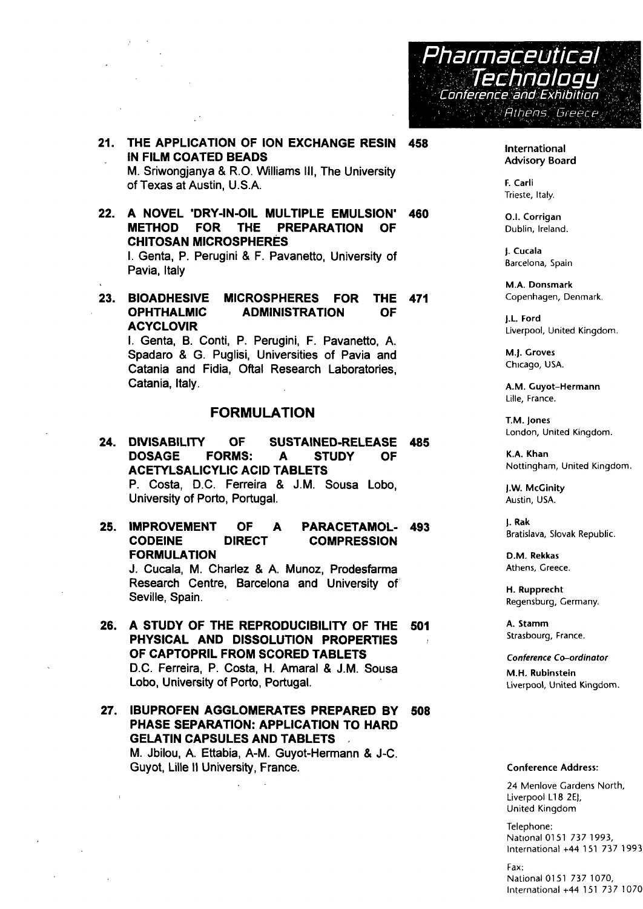**21. THE APPLICATION OF ION EXCHANGE RESIN IN FILM COATED BEADS** — 458
M. Sriwongjanya & R.O. Williams III, The University of Texas at Austin, U.S.A.

**22. A NOVEL 'DRY-IN-OIL MULTIPLE EMULSION' METHOD FOR THE PREPARATION OF CHITOSAN MICROSPHERES** — 460
I. Genta, P. Perugini & F. Pavanetto, University of Pavia, Italy

**23. BIOADHESIVE MICROSPHERES FOR THE OPHTHALMIC ADMINISTRATION OF ACYCLOVIR** — 471
I. Genta, B. Conti, P. Perugini, F. Pavanetto, A. Spadaro & G. Puglisi, Universities of Pavia and Catania and Fidia, Oftal Research Laboratories, Catania, Italy.

## FORMULATION

**24. DIVISABILITY OF SUSTAINED-RELEASE DOSAGE FORMS: A STUDY OF ACETYLSALICYLIC ACID TABLETS** — 485
P. Costa, D.C. Ferreira & J.M. Sousa Lobo, University of Porto, Portugal.

**25. IMPROVEMENT OF A PARACETAMOL-CODEINE DIRECT COMPRESSION FORMULATION** — 493
J. Cucala, M. Charlez & A. Munoz, Prodesfarma Research Centre, Barcelona and University of Seville, Spain.

**26. A STUDY OF THE REPRODUCIBILITY OF THE PHYSICAL AND DISSOLUTION PROPERTIES OF CAPTOPRIL FROM SCORED TABLETS** — 501
D.C. Ferreira, P. Costa, H. Amaral & J.M. Sousa Lobo, University of Porto, Portugal.

**27. IBUPROFEN AGGLOMERATES PREPARED BY PHASE SEPARATION: APPLICATION TO HARD GELATIN CAPSULES AND TABLETS** — 508
M. Jbilou, A. Ettabia, A-M. Guyot-Hermann & J-C. Guyot, Lille II University, France.

*Pharmaceutical Technology Conference and Exhibition, Athens, Greece*

**International Advisory Board**

**F. Carli**
Trieste, Italy.

**O.I. Corrigan**
Dublin, Ireland.

**J. Cucala**
Barcelona, Spain

**M.A. Donsmark**
Copenhagen, Denmark.

**J.L. Ford**
Liverpool, United Kingdom.

**M.J. Groves**
Chicago, USA.

**A.M. Guyot-Hermann**
Lille, France.

**T.M. Jones**
London, United Kingdom.

**K.A. Khan**
Nottingham, United Kingdom.

**J.W. McGinity**
Austin, USA.

**J. Rak**
Bratislava, Slovak Republic.

**D.M. Rekkas**
Athens, Greece.

**H. Rupprecht**
Regensburg, Germany.

**A. Stamm**
Strasbourg, France.

*Conference Co-ordinator*

**M.H. Rubinstein**
Liverpool, United Kingdom.

**Conference Address:**

24 Menlove Gardens North,
Liverpool L18 2EJ,
United Kingdom

Telephone:
National 0151 737 1993,
International +44 151 737 1993

Fax:
National 0151 737 1070,
International +44 151 737 1070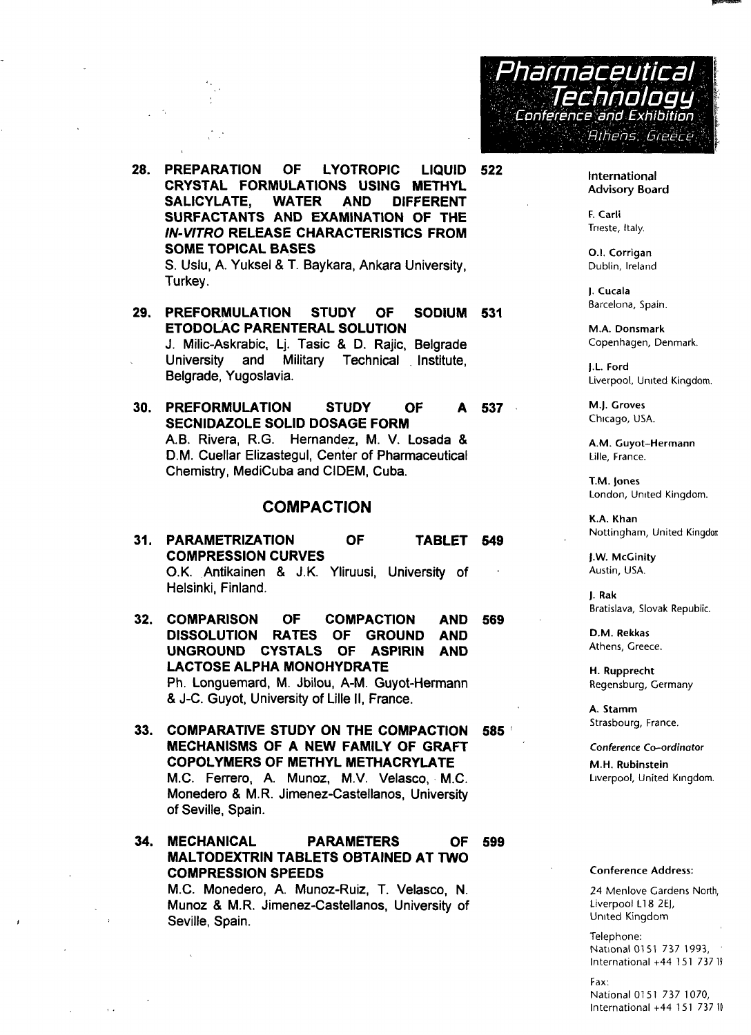28. **PREPARATION OF LYOTROPIC LIQUID CRYSTAL FORMULATIONS USING METHYL SALICYLATE, WATER AND DIFFERENT SURFACTANTS AND EXAMINATION OF THE *IN-VITRO* RELEASE CHARACTERISTICS FROM SOME TOPICAL BASES** — 522
S. Uslu, A. Yuksel & T. Baykara, Ankara University, Turkey.

29. **PREFORMULATION STUDY OF SODIUM ETODOLAC PARENTERAL SOLUTION** — 531
J. Milic-Askrabic, Lj. Tasic & D. Rajic, Belgrade University and Military Technical Institute, Belgrade, Yugoslavia.

30. **PREFORMULATION STUDY OF A SECNIDAZOLE SOLID DOSAGE FORM** — 537
A.B. Rivera, R.G. Hernandez, M. V. Losada & D.M. Cuellar Elizastegul, Center of Pharmaceutical Chemistry, MediCuba and CIDEM, Cuba.

## COMPACTION

31. **PARAMETRIZATION OF TABLET COMPRESSION CURVES** — 549
O.K. Antikainen & J.K. Yliruusi, University of Helsinki, Finland.

32. **COMPARISON OF COMPACTION AND DISSOLUTION RATES OF GROUND AND UNGROUND CYSTALS OF ASPIRIN AND LACTOSE ALPHA MONOHYDRATE** — 569
Ph. Longuemard, M. Jbilou, A-M. Guyot-Hermann & J-C. Guyot, University of Lille II, France.

33. **COMPARATIVE STUDY ON THE COMPACTION MECHANISMS OF A NEW FAMILY OF GRAFT COPOLYMERS OF METHYL METHACRYLATE** — 585
M.C. Ferrero, A. Munoz, M.V. Velasco, M.C. Monedero & M.R. Jimenez-Castellanos, University of Seville, Spain.

34. **MECHANICAL PARAMETERS OF MALTODEXTRIN TABLETS OBTAINED AT TWO COMPRESSION SPEEDS** — 599
M.C. Monedero, A. Munoz-Ruiz, T. Velasco, N. Munoz & M.R. Jimenez-Castellanos, University of Seville, Spain.

---

**Pharmaceutical Technology**
*Conference and Exhibition*
*Athens, Greece*

**International Advisory Board**

**F. Carli**
Trieste, Italy.

**O.I. Corrigan**
Dublin, Ireland

**J. Cucala**
Barcelona, Spain.

**M.A. Donsmark**
Copenhagen, Denmark.

**J.L. Ford**
Liverpool, United Kingdom.

**M.J. Groves**
Chicago, USA.

**A.M. Guyot-Hermann**
Lille, France.

**T.M. Jones**
London, United Kingdom.

**K.A. Khan**
Nottingham, United Kingdom

**J.W. McGinity**
Austin, USA.

**J. Rak**
Bratislava, Slovak Republic.

**D.M. Rekkas**
Athens, Greece.

**H. Rupprecht**
Regensburg, Germany

**A. Stamm**
Strasbourg, France.

*Conference Co-ordinator*

**M.H. Rubinstein**
Liverpool, United Kingdom.

**Conference Address:**

24 Menlove Gardens North,
Liverpool L18 2EJ,
United Kingdom

Telephone:
National 0151 737 1993,
International +44 151 737 19

Fax:
National 0151 737 1070,
International +44 151 737 10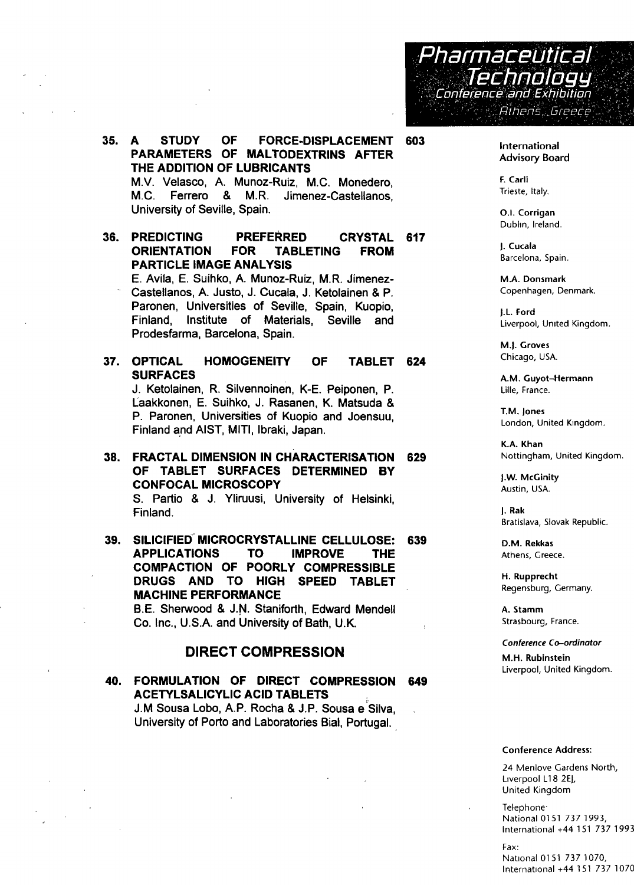**Pharmaceutical Technology**
*Conference and Exhibition*
*Athens, Greece*

35. **A STUDY OF FORCE-DISPLACEMENT PARAMETERS OF MALTODEXTRINS AFTER THE ADDITION OF LUBRICANTS** — 603
M.V. Velasco, A. Munoz-Ruiz, M.C. Monedero, M.C. Ferrero & M.R. Jimenez-Castellanos, University of Seville, Spain.

36. **PREDICTING PREFERRED CRYSTAL ORIENTATION FOR TABLETING FROM PARTICLE IMAGE ANALYSIS** — 617
E. Avila, E. Suihko, A. Munoz-Ruiz, M.R. Jimenez-Castellanos, A. Justo, J. Cucala, J. Ketolainen & P. Paronen, Universities of Seville, Spain, Kuopio, Finland, Institute of Materials, Seville and Prodesfarma, Barcelona, Spain.

37. **OPTICAL HOMOGENEITY OF TABLET SURFACES** — 624
J. Ketolainen, R. Silvennoinen, K-E. Peiponen, P. Laakkonen, E. Suihko, J. Rasanen, K. Matsuda & P. Paronen, Universities of Kuopio and Joensuu, Finland and AIST, MITI, Ibraki, Japan.

38. **FRACTAL DIMENSION IN CHARACTERISATION OF TABLET SURFACES DETERMINED BY CONFOCAL MICROSCOPY** — 629
S. Partio & J. Yliruusi, University of Helsinki, Finland.

39. **SILICIFIED MICROCRYSTALLINE CELLULOSE: APPLICATIONS TO IMPROVE THE COMPACTION OF POORLY COMPRESSIBLE DRUGS AND TO HIGH SPEED TABLET MACHINE PERFORMANCE** — 639
B.E. Sherwood & J.N. Staniforth, Edward Mendell Co. Inc., U.S.A. and University of Bath, U.K.

## DIRECT COMPRESSION

40. **FORMULATION OF DIRECT COMPRESSION ACETYLSALICYLIC ACID TABLETS** — 649
J.M Sousa Lobo, A.P. Rocha & J.P. Sousa e Silva, University of Porto and Laboratories Bial, Portugal.

**International Advisory Board**

**F. Carli**
Trieste, Italy.

**O.I. Corrigan**
Dublin, Ireland.

**J. Cucala**
Barcelona, Spain.

**M.A. Donsmark**
Copenhagen, Denmark.

**J.L. Ford**
Liverpool, United Kingdom.

**M.J. Groves**
Chicago, USA.

**A.M. Guyot-Hermann**
Lille, France.

**T.M. Jones**
London, United Kingdom.

**K.A. Khan**
Nottingham, United Kingdom.

**J.W. McGinity**
Austin, USA.

**J. Rak**
Bratislava, Slovak Republic.

**D.M. Rekkas**
Athens, Greece.

**H. Rupprecht**
Regensburg, Germany.

**A. Stamm**
Strasbourg, France.

*Conference Co-ordinator*

**M.H. Rubinstein**
Liverpool, United Kingdom.

**Conference Address:**

24 Menlove Gardens North,
Liverpool L18 2EJ,
United Kingdom

Telephone:
National 0151 737 1993,
International +44 151 737 1993

Fax:
National 0151 737 1070,
International +44 151 737 1070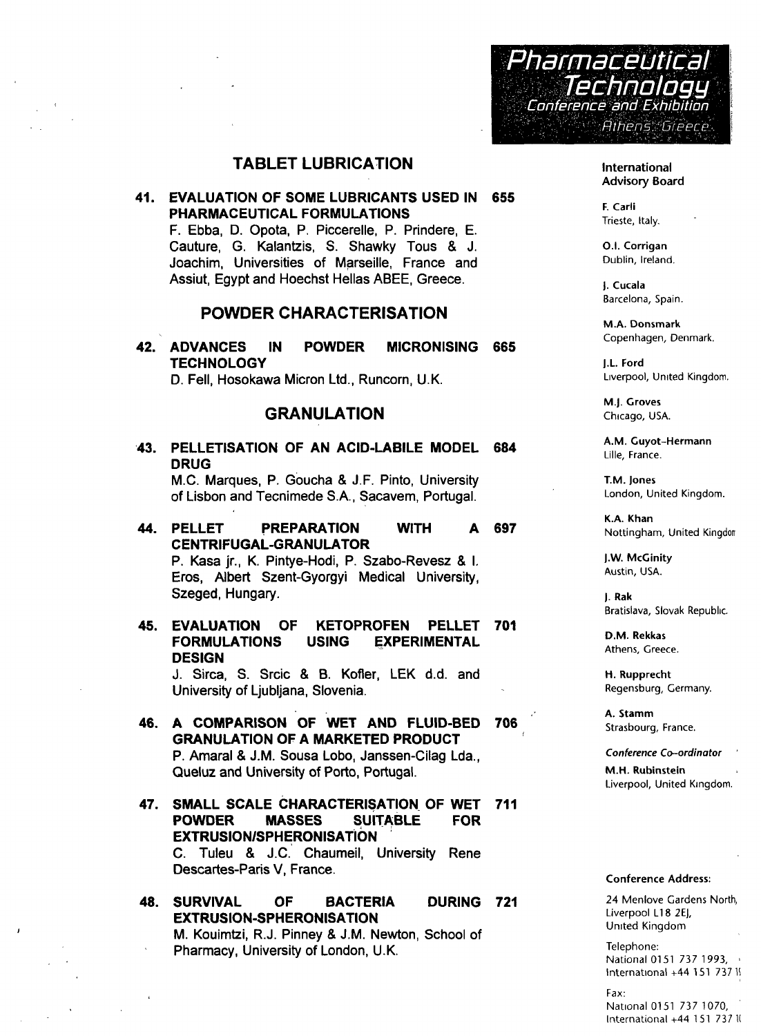## TABLET LUBRICATION

**41. EVALUATION OF SOME LUBRICANTS USED IN PHARMACEUTICAL FORMULATIONS** — 655
F. Ebba, D. Opota, P. Piccerelle, P. Prindere, E. Cauture, G. Kalantzis, S. Shawky Tous & J. Joachim, Universities of Marseille, France and Assiut, Egypt and Hoechst Hellas ABEE, Greece.

## POWDER CHARACTERISATION

**42. ADVANCES IN POWDER MICRONISING TECHNOLOGY** — 665
D. Fell, Hosokawa Micron Ltd., Runcorn, U.K.

## GRANULATION

**43. PELLETISATION OF AN ACID-LABILE MODEL DRUG** — 684
M.C. Marques, P. Goucha & J.F. Pinto, University of Lisbon and Tecnimede S.A., Sacavem, Portugal.

**44. PELLET PREPARATION WITH A CENTRIFUGAL-GRANULATOR** — 697
P. Kasa jr., K. Pintye-Hodi, P. Szabo-Revesz & I. Eros, Albert Szent-Gyorgyi Medical University, Szeged, Hungary.

**45. EVALUATION OF KETOPROFEN PELLET FORMULATIONS USING EXPERIMENTAL DESIGN** — 701
J. Sirca, S. Srcic & B. Kofler, LEK d.d. and University of Ljubljana, Slovenia.

**46. A COMPARISON OF WET AND FLUID-BED GRANULATION OF A MARKETED PRODUCT** — 706
P. Amaral & J.M. Sousa Lobo, Janssen-Cilag Lda., Queluz and University of Porto, Portugal.

**47. SMALL SCALE CHARACTERISATION OF WET POWDER MASSES SUITABLE FOR EXTRUSION/SPHERONISATION** — 711
C. Tuleu & J.C. Chaumeil, University Rene Descartes-Paris V, France.

**48. SURVIVAL OF BACTERIA DURING EXTRUSION-SPHERONISATION** — 721
M. Kouimtzi, R.J. Pinney & J.M. Newton, School of Pharmacy, University of London, U.K.

---

Pharmaceutical Technology
Conference and Exhibition
Athens, Greece

**International Advisory Board**

**F. Carli**
Trieste, Italy.

**O.I. Corrigan**
Dublin, Ireland.

**J. Cucala**
Barcelona, Spain.

**M.A. Donsmark**
Copenhagen, Denmark.

**J.L. Ford**
Liverpool, United Kingdom.

**M.J. Groves**
Chicago, USA.

**A.M. Guyot-Hermann**
Lille, France.

**T.M. Jones**
London, United Kingdom.

**K.A. Khan**
Nottingham, United Kingdom

**J.W. McGinity**
Austin, USA.

**J. Rak**
Bratislava, Slovak Republic.

**D.M. Rekkas**
Athens, Greece.

**H. Rupprecht**
Regensburg, Germany.

**A. Stamm**
Strasbourg, France.

*Conference Co-ordinator*

**M.H. Rubinstein**
Liverpool, United Kingdom.

**Conference Address:**

24 Menlove Gardens North,
Liverpool L18 2EJ,
United Kingdom

Telephone:
National 0151 737 1993,
International +44 151 737 19

Fax:
National 0151 737 1070,
International +44 151 737 10